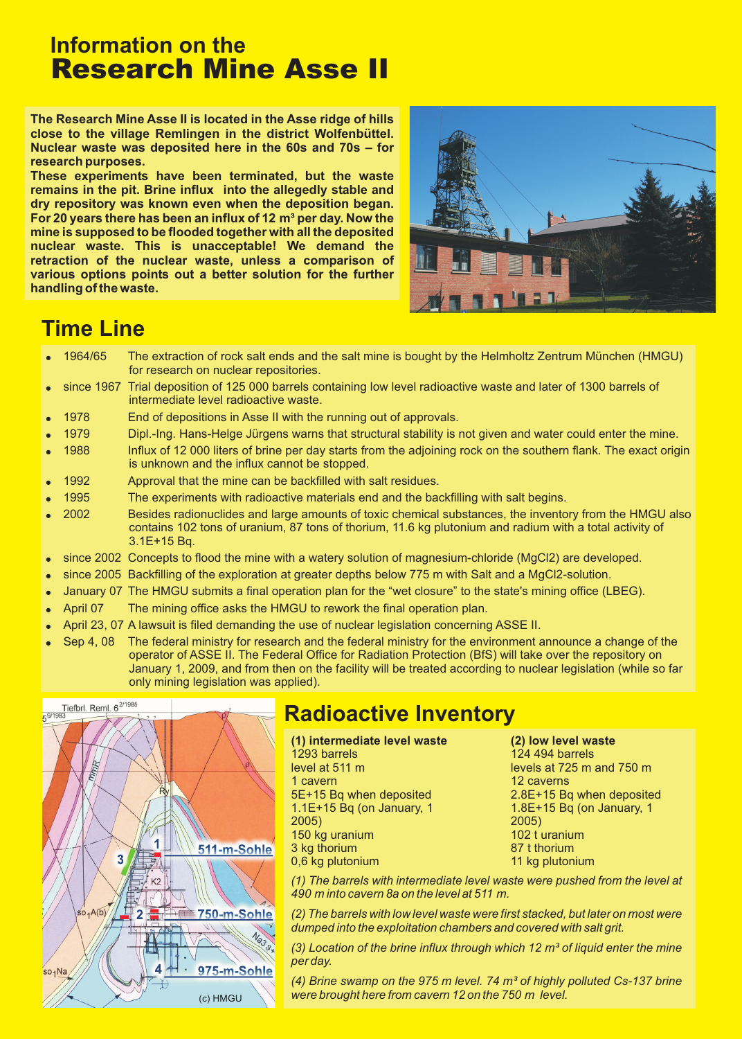# Information on the
# Research Mine Asse II

**The Research Mine Asse II is located in the Asse ridge of hills close to the village Remlingen in the district Wolfenbüttel. Nuclear waste was deposited here in the 60s and 70s – for research purposes.**
**These experiments have been terminated, but the waste remains in the pit. Brine influx into the allegedly stable and dry repository was known even when the deposition began. For 20 years there has been an influx of 12 m³ per day. Now the mine is supposed to be flooded together with all the deposited nuclear waste. This is unacceptable! We demand the retraction of the nuclear waste, unless a comparison of various options points out a better solution for the further handling of the waste.**

## Time Line

- 1964/65 The extraction of rock salt ends and the salt mine is bought by the Helmholtz Zentrum München (HMGU) for research on nuclear repositories.
- since 1967 Trial deposition of 125 000 barrels containing low level radioactive waste and later of 1300 barrels of intermediate level radioactive waste.
- 1978 End of depositions in Asse II with the running out of approvals.
- 1979 Dipl.-Ing. Hans-Helge Jürgens warns that structural stability is not given and water could enter the mine.
- 1988 Influx of 12 000 liters of brine per day starts from the adjoining rock on the southern flank. The exact origin is unknown and the influx cannot be stopped.
- 1992 Approval that the mine can be backfilled with salt residues.
- 1995 The experiments with radioactive materials end and the backfilling with salt begins.
- 2002 Besides radionuclides and large amounts of toxic chemical substances, the inventory from the HMGU also contains 102 tons of uranium, 87 tons of thorium, 11.6 kg plutonium and radium with a total activity of 3.1E+15 Bq.
- since 2002 Concepts to flood the mine with a watery solution of magnesium-chloride ($MgCl_2$) are developed.
- since 2005 Backfilling of the exploration at greater depths below 775 m with Salt and a $MgCl_2$-solution.
- January 07 The HMGU submits a final operation plan for the “wet closure” to the state's mining office (LBEG).
- April 07 The mining office asks the HMGU to rework the final operation plan.
- April 23, 07 A lawsuit is filed demanding the use of nuclear legislation concerning ASSE II.
- Sep 4, 08 The federal ministry for research and the federal ministry for the environment announce a change of the operator of ASSE II. The Federal Office for Radiation Protection (BfS) will take over the repository on January 1, 2009, and from then on the facility will be treated according to nuclear legislation (while so far only mining legislation was applied).

## Radioactive Inventory

| (1) intermediate level waste | (2) low level waste |
|---|---|
| 1293 barrels | 124 494 barrels |
| level at 511 m | levels at 725 m and 750 m |
| 1 cavern | 12 caverns |
| 5E+15 Bq when deposited | 2.8E+15 Bq when deposited |
| 1.1E+15 Bq (on January, 1 2005) | 1.8E+15 Bq (on January, 1 2005) |
| 150 kg uranium | 102 t uranium |
| 3 kg thorium | 87 t thorium |
| 0,6 kg plutonium | 11 kg plutonium |

*(1) The barrels with intermediate level waste were pushed from the level at 490 m into cavern 8a on the level at 511 m.*

*(2) The barrels with low level waste were first stacked, but later on most were dumped into the exploitation chambers and covered with salt grit.*

*(3) Location of the brine influx through which 12 m³ of liquid enter the mine per day.*

*(4) Brine swamp on the 975 m level. 74 m³ of highly polluted Cs-137 brine were brought here from cavern 12 on the 750 m level.*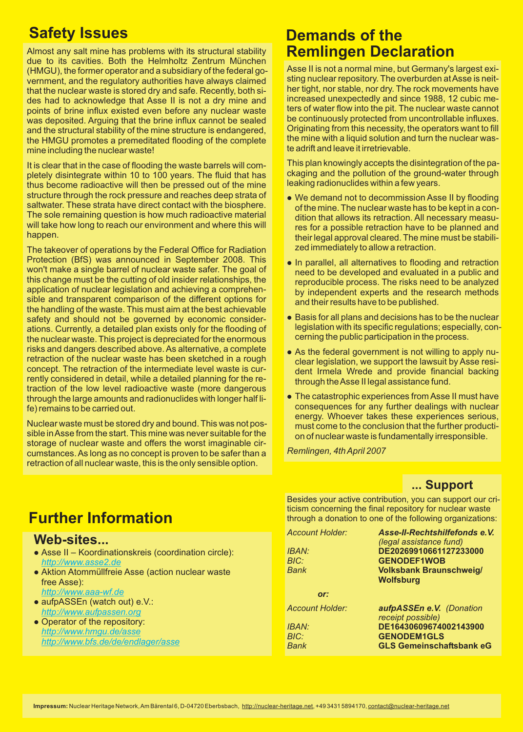## Safety Issues

Almost any salt mine has problems with its structural stability due to its cavities. Both the Helmholtz Zentrum München (HMGU), the former operator and a subsidiary of the federal government, and the regulatory authorities have always claimed that the nuclear waste is stored dry and safe. Recently, both sides had to acknowledge that Asse II is not a dry mine and points of brine influx existed even before any nuclear waste was deposited. Arguing that the brine influx cannot be sealed and the structural stability of the mine structure is endangered, the HMGU promotes a premeditated flooding of the complete mine including the nuclear waste!

It is clear that in the case of flooding the waste barrels will completely disintegrate within 10 to 100 years. The fluid that has thus become radioactive will then be pressed out of the mine structure through the rock pressure and reaches deep strata of saltwater. These strata have direct contact with the biosphere. The sole remaining question is how much radioactive material will take how long to reach our environment and where this will happen.

The takeover of operations by the Federal Office for Radiation Protection (BfS) was announced in September 2008. This won't make a single barrel of nuclear waste safer. The goal of this change must be the cutting of old insider relationships, the application of nuclear legislation and achieving a comprehensible and transparent comparison of the different options for the handling of the waste. This must aim at the best achievable safety and should not be governed by economic considerations. Currently, a detailed plan exists only for the flooding of the nuclear waste. This project is depreciated for the enormous risks and dangers described above. As alternative, a complete retraction of the nuclear waste has been sketched in a rough concept. The retraction of the intermediate level waste is currently considered in detail, while a detailed planning for the retraction of the low level radioactive waste (more dangerous through the large amounts and radionuclides with longer half life) remains to be carried out.

Nuclear waste must be stored dry and bound. This was not possible in Asse from the start. This mine was never suitable for the storage of nuclear waste and offers the worst imaginable circumstances. As long as no concept is proven to be safer than a retraction of all nuclear waste, this is the only sensible option.

## Demands of the Remlingen Declaration

Asse II is not a normal mine, but Germany's largest existing nuclear repository. The overburden at Asse is neither tight, nor stable, nor dry. The rock movements have increased unexpectedly and since 1988, 12 cubic meters of water flow into the pit. The nuclear waste cannot be continuously protected from uncontrollable influxes. Originating from this necessity, the operators want to fill the mine with a liquid solution and turn the nuclear waste adrift and leave it irretrievable.

This plan knowingly accepts the disintegration of the packaging and the pollution of the ground-water through leaking radionuclides within a few years.

- We demand not to decommission Asse II by flooding of the mine. The nuclear waste has to be kept in a condition that allows its retraction. All necessary measures for a possible retraction have to be planned and their legal approval cleared. The mine must be stabilized immediately to allow a retraction.
- In parallel, all alternatives to flooding and retraction need to be developed and evaluated in a public and reproducible process. The risks need to be analyzed by independent experts and the research methods and their results have to be published.
- Basis for all plans and decisions has to be the nuclear legislation with its specific regulations; especially, concerning the public participation in the process.
- As the federal government is not willing to apply nuclear legislation, we support the lawsuit by Asse resident Irmela Wrede and provide financial backing through the Asse II legal assistance fund.
- The catastrophic experiences from Asse II must have consequences for any further dealings with nuclear energy. Whoever takes these experiences serious, must come to the conclusion that the further production of nuclear waste is fundamentally irresponsible.

*Remlingen, 4th April 2007*

## Further Information

### Web-sites...

- Asse II – Koordinationskreis (coordination circle): http://www.asse2.de
- Aktion Atommüllfreie Asse (action nuclear waste free Asse): http://www.aaa-wf.de
- aufpASSEn (watch out) e.V.: http://www.aufpassen.org
- Operator of the repository: http://www.hmgu.de/asse http://www.bfs.de/de/endlager/asse

### ... Support

Besides your active contribution, you can support our criticism concerning the final repository for nuclear waste through a donation to one of the following organizations:

*Account Holder:* **Asse-II-Rechtshilfefonds e.V.** *(legal assistance fund)*
*IBAN:* **DE20269910661127233000**
*BIC:* **GENODEF1WOB**
*Bank* **Volksbank Braunschweig/ Wolfsburg**

***or:***

*Account Holder:* ***aufpASSEn e.V.*** *(Donation receipt possible)*
*IBAN:* **DE16430609674002143900**
*BIC:* **GENODEM1GLS**
*Bank* **GLS Gemeinschaftsbank eG**

**Impressum:** Nuclear Heritage Network, Am Bärental 6, D-04720 Eberbsbach, http://nuclear-heritage.net, +49 3431 5894170, contact@nuclear-heritage.net